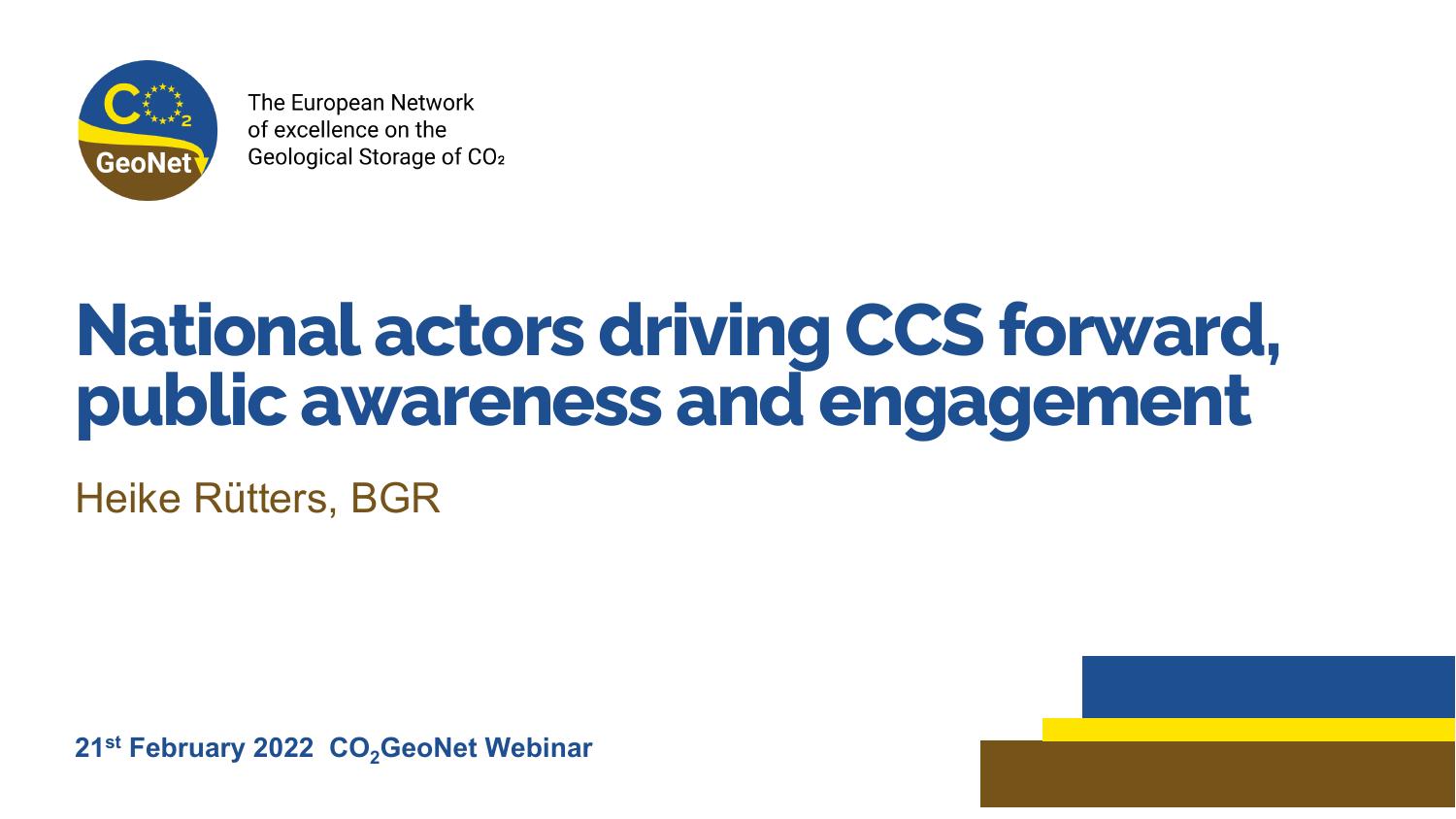The European Network of excellence on the Geological Storage of $CO_2$

# National actors driving CCS forward, public awareness and engagement

Heike Rütters, BGR

**21st February 2022 $CO_2$GeoNet Webinar**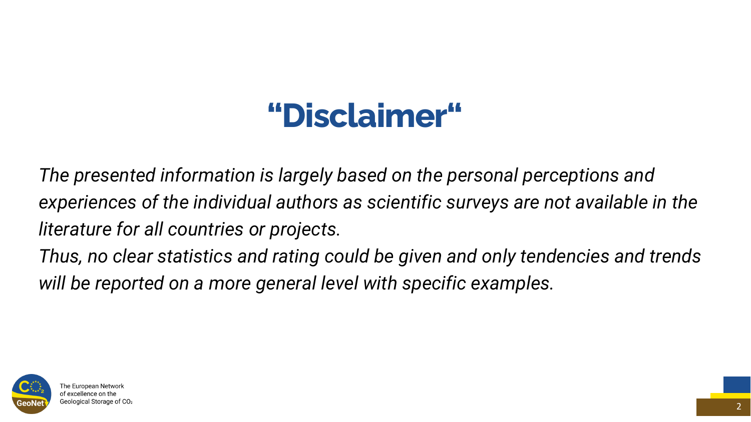# “Disclaimer“

*The presented information is largely based on the personal perceptions and experiences of the individual authors as scientific surveys are not available in the literature for all countries or projects.*
*Thus, no clear statistics and rating could be given and only tendencies and trends will be reported on a more general level with specific examples.*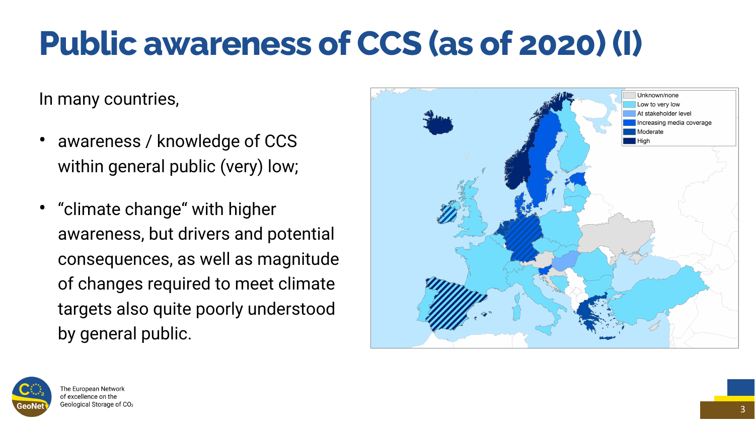# Public awareness of CCS (as of 2020) (I)

In many countries,

- awareness / knowledge of CCS within general public (very) low;
- "climate change" with higher awareness, but drivers and potential consequences, as well as magnitude of changes required to meet climate targets also quite poorly understood by general public.

Unknown/none
Low to very low
At stakeholder level
Increasing media coverage
Moderate
High

The European Network of excellence on the Geological Storage of $CO_2$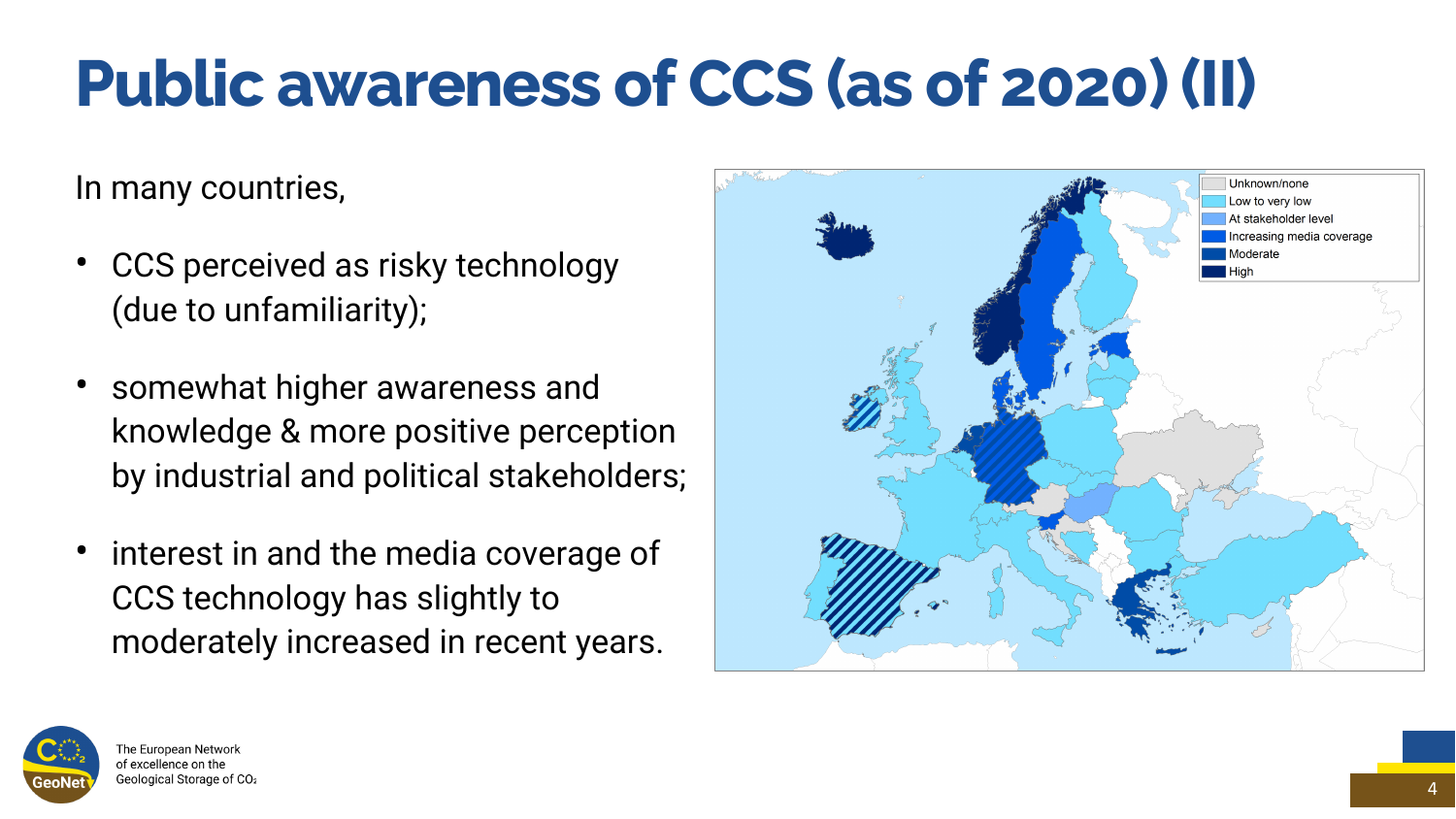# Public awareness of CCS (as of 2020) (II)

In many countries,

- CCS perceived as risky technology (due to unfamiliarity);
- somewhat higher awareness and knowledge & more positive perception by industrial and political stakeholders;
- interest in and the media coverage of CCS technology has slightly to moderately increased in recent years.

Unknown/none
Low to very low
At stakeholder level
Increasing media coverage
Moderate
High

The European Network of excellence on the Geological Storage of $CO_2$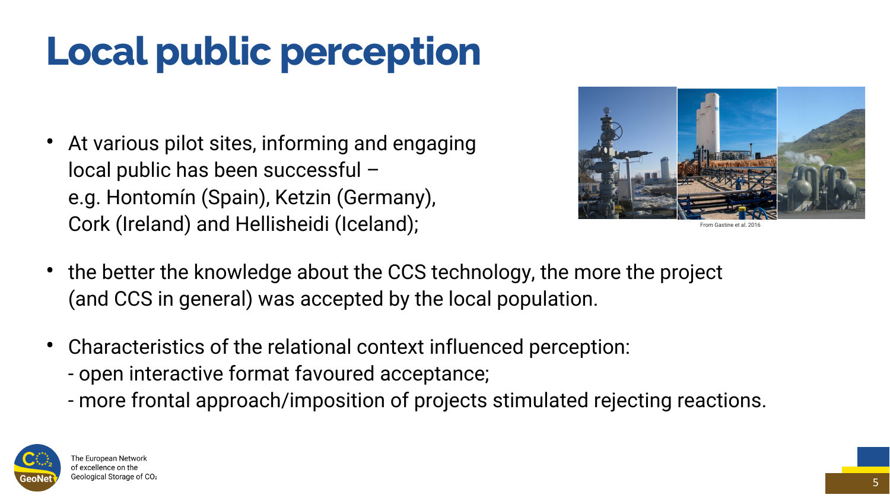# Local public perception

- At various pilot sites, informing and engaging local public has been successful – e.g. Hontomín (Spain), Ketzin (Germany), Cork (Ireland) and Hellisheidi (Iceland);

From Gastine et al. 2016

- the better the knowledge about the CCS technology, the more the project (and CCS in general) was accepted by the local population.

- Characteristics of the relational context influenced perception:
  - open interactive format favoured acceptance;
  - more frontal approach/imposition of projects stimulated rejecting reactions.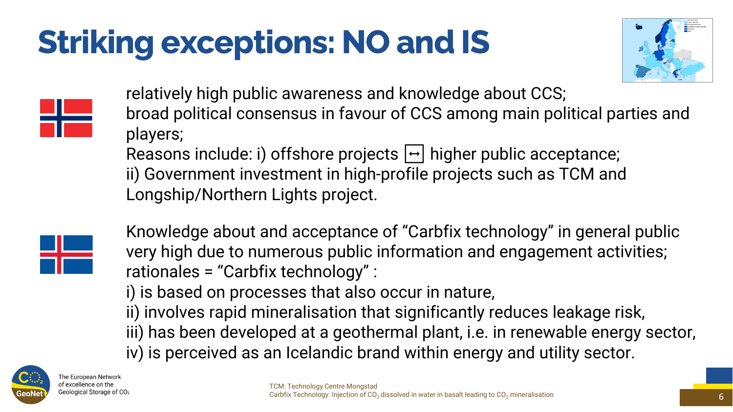# Striking exceptions: NO and IS

relatively high public awareness and knowledge about CCS;
broad political consensus in favour of CCS among main political parties and players;
Reasons include: i) offshore projects ↔ higher public acceptance;
ii) Government investment in high-profile projects such as TCM and Longship/Northern Lights project.

Knowledge about and acceptance of “Carbfix technology” in general public very high due to numerous public information and engagement activities;
rationales = “Carbfix technology” :
i) is based on processes that also occur in nature,
ii) involves rapid mineralisation that significantly reduces leakage risk,
iii) has been developed at a geothermal plant, i.e. in renewable energy sector,
iv) is perceived as an Icelandic brand within energy and utility sector.

The European Network of excellence on the Geological Storage of $CO_2$

TCM: Technology Centre Mongstad
Carbfix Technology: Injection of $CO_2$ dissolved in water in basalt leading to $CO_2$ mineralisation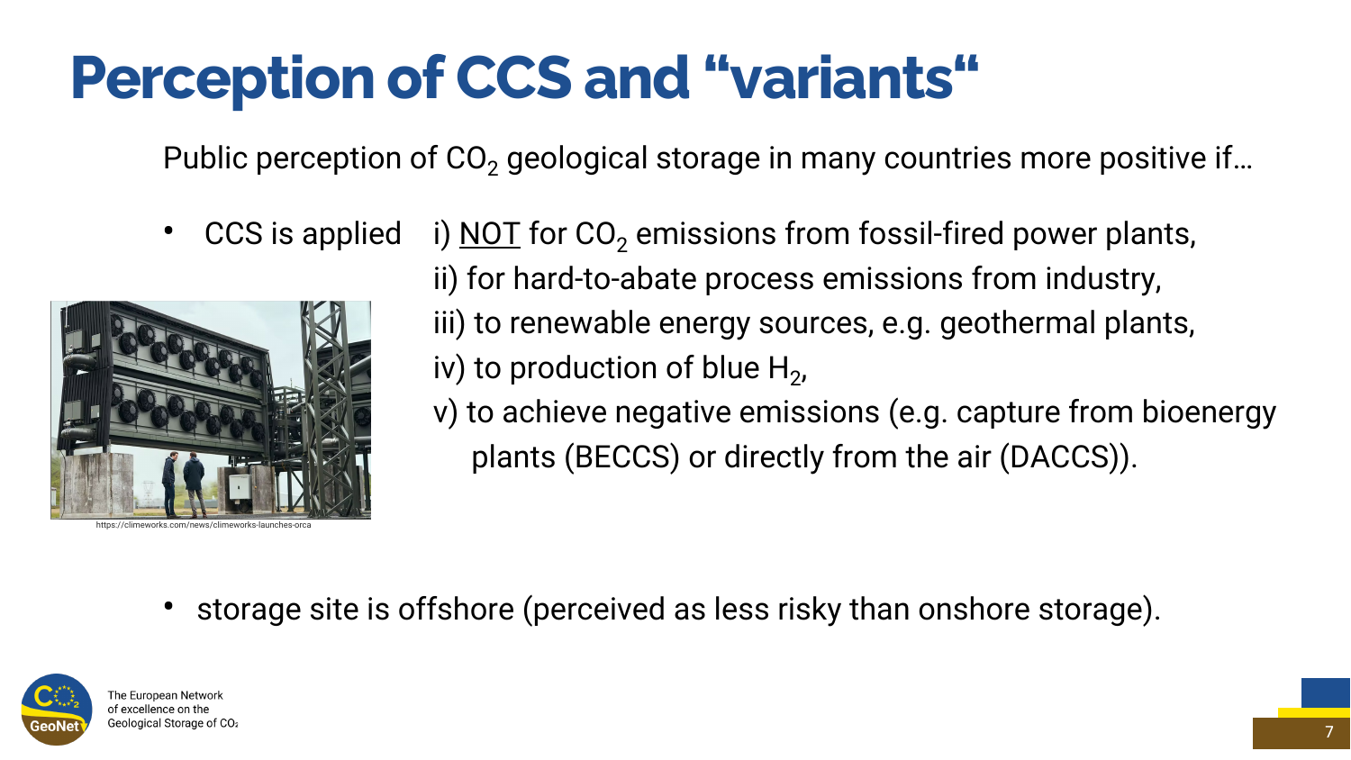# Perception of CCS and "variants"

Public perception of $CO_2$ geological storage in many countries more positive if…

- CCS is applied
  - i) <u>NOT</u> for $CO_2$ emissions from fossil-fired power plants,
  - ii) for hard-to-abate process emissions from industry,
  - iii) to renewable energy sources, e.g. geothermal plants,
  - iv) to production of blue $H_2$,
  - v) to achieve negative emissions (e.g. capture from bioenergy plants (BECCS) or directly from the air (DACCS)).

https://climeworks.com/news/climeworks-launches-orca

- storage site is offshore (perceived as less risky than onshore storage).

The European Network of excellence on the Geological Storage of $CO_2$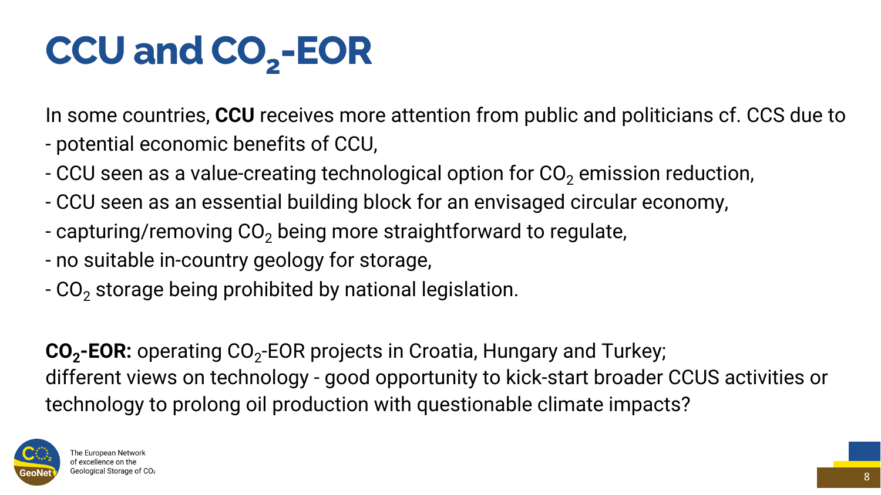# CCU and $CO_2$-EOR

In some countries, **CCU** receives more attention from public and politicians cf. CCS due to

- potential economic benefits of CCU,
- CCU seen as a value-creating technological option for $CO_2$ emission reduction,
- CCU seen as an essential building block for an envisaged circular economy,
- capturing/removing $CO_2$ being more straightforward to regulate,
- no suitable in-country geology for storage,
- $CO_2$ storage being prohibited by national legislation.

**$CO_2$-EOR:** operating $CO_2$-EOR projects in Croatia, Hungary and Turkey;
different views on technology - good opportunity to kick-start broader CCUS activities or technology to prolong oil production with questionable climate impacts?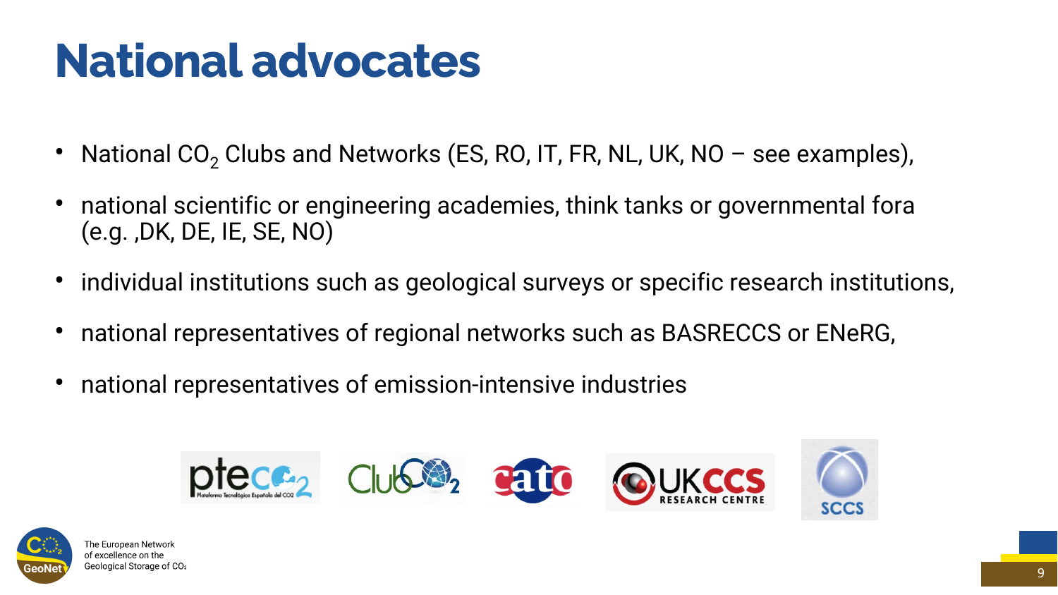# National advocates

- National $CO_2$ Clubs and Networks (ES, RO, IT, FR, NL, UK, NO – see examples),
- national scientific or engineering academies, think tanks or governmental fora (e.g. ,DK, DE, IE, SE, NO)
- individual institutions such as geological surveys or specific research institutions,
- national representatives of regional networks such as BASRECCS or ENeRG,
- national representatives of emission-intensive industries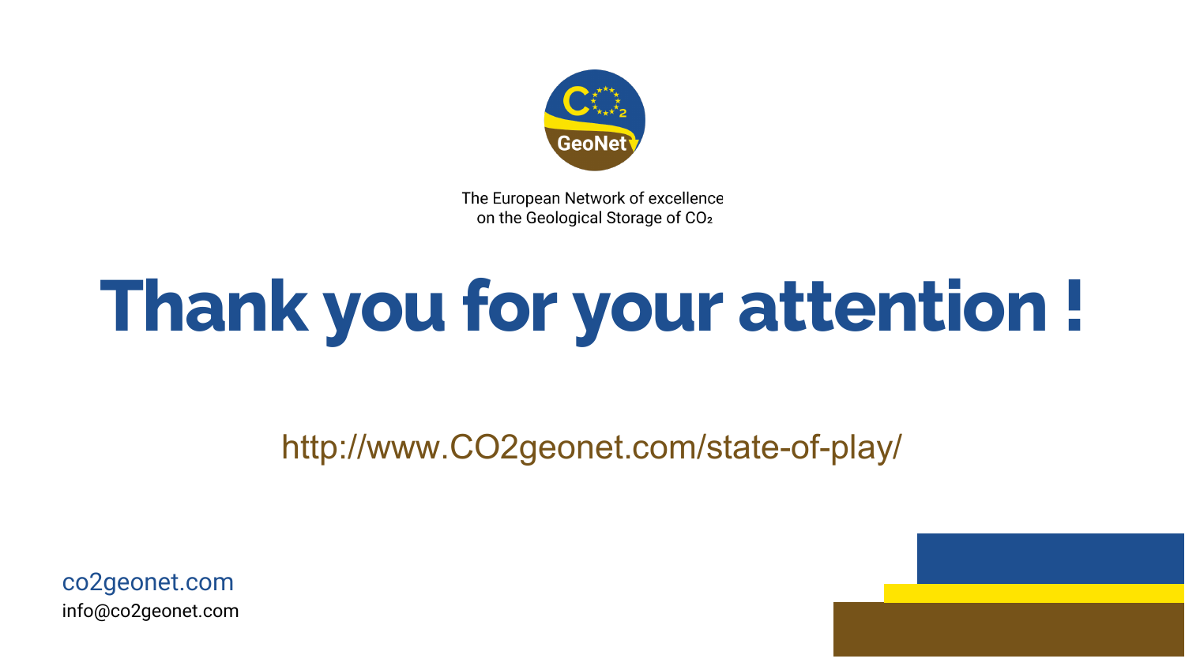GeoNet

The European Network of excellence on the Geological Storage of $CO_2$

# Thank you for your attention !

http://www.CO2geonet.com/state-of-play/

co2geonet.com
info@co2geonet.com